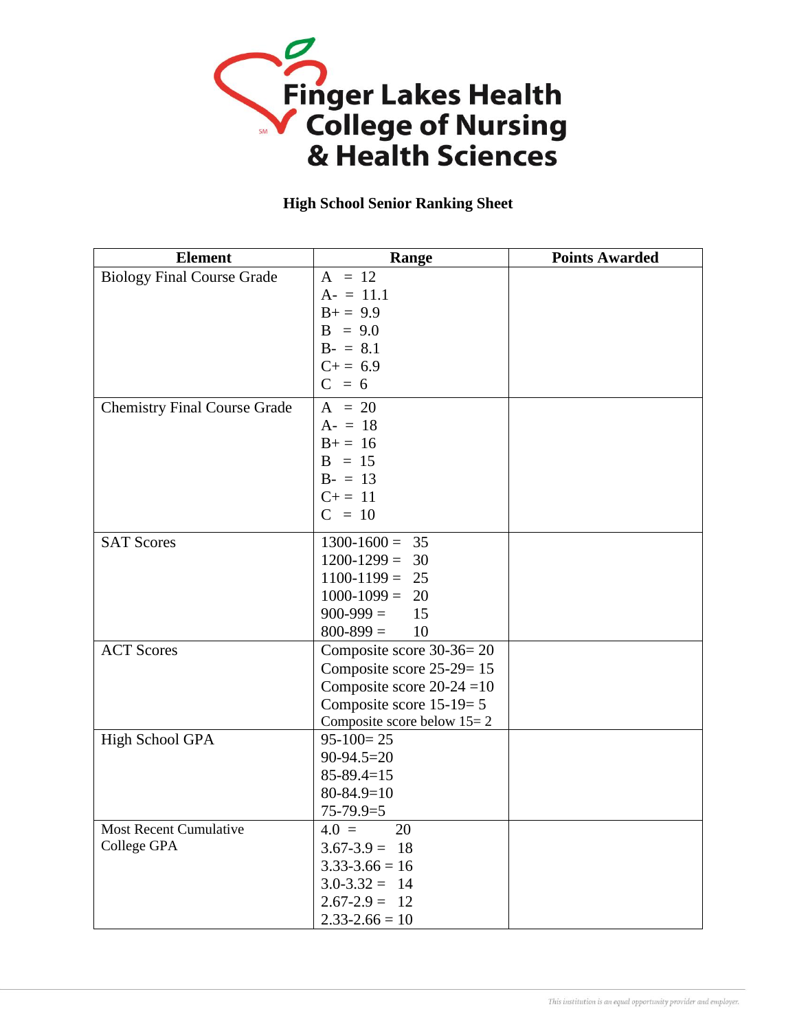# Finger Lakes Health College of Nursing & Health Sciences

## High School Senior Ranking Sheet

| Element | Range | Points Awarded |
|---|---|---|
| Biology Final Course Grade | A = 12<br>A- = 11.1<br>B+ = 9.9<br>B = 9.0<br>B- = 8.1<br>C+ = 6.9<br>C = 6 | |
| Chemistry Final Course Grade | A = 20<br>A- = 18<br>B+ = 16<br>B = 15<br>B- = 13<br>C+ = 11<br>C = 10 | |
| SAT Scores | 1300-1600 = 35<br>1200-1299 = 30<br>1100-1199 = 25<br>1000-1099 = 20<br>900-999 = 15<br>800-899 = 10 | |
| ACT Scores | Composite score 30-36= 20<br>Composite score 25-29= 15<br>Composite score 20-24 =10<br>Composite score 15-19= 5<br>Composite score below 15= 2 | |
| High School GPA | 95-100= 25<br>90-94.5=20<br>85-89.4=15<br>80-84.9=10<br>75-79.9=5 | |
| Most Recent Cumulative College GPA | 4.0 = 20<br>3.67-3.9 = 18<br>3.33-3.66 = 16<br>3.0-3.32 = 14<br>2.67-2.9 = 12<br>2.33-2.66 = 10 | |

*This institution is an equal opportunity provider and employer.*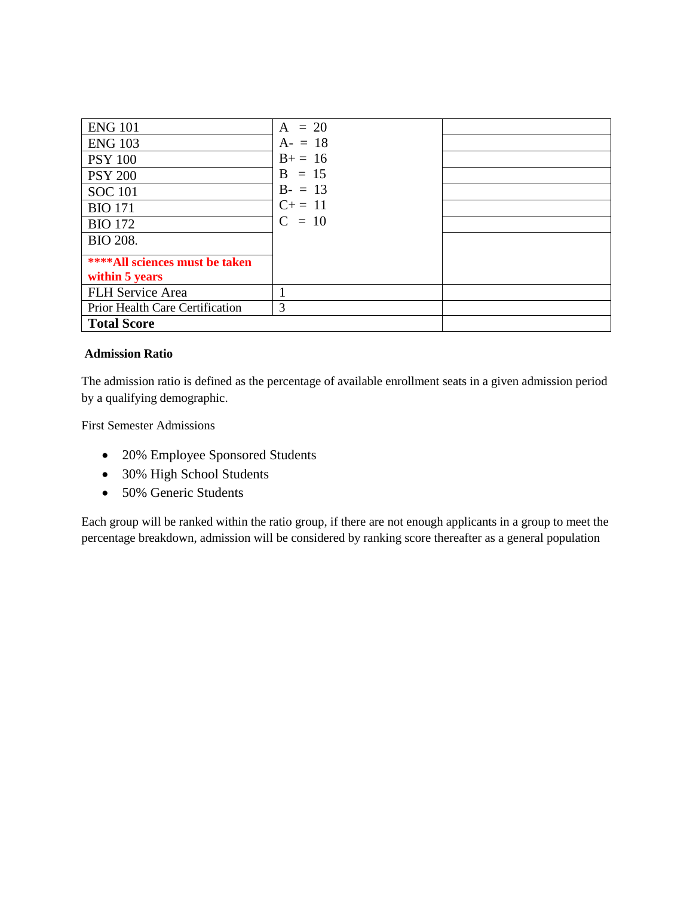| | | |
|---|---|---|
| ENG 101 | A = 20 | |
| ENG 103 | A- = 18 | |
| PSY 100 | B+ = 16 | |
| PSY 200 | B = 15 | |
| SOC 101 | B- = 13 | |
| BIO 171 | C+ = 11 | |
| BIO 172 | C = 10 | |
| BIO 208. <br> **\*\*\*\*All sciences must be taken within 5 years** | | |
| FLH Service Area | 1 | |
| Prior Health Care Certification | 3 | |
| **Total Score** | | |

**Admission Ratio**

The admission ratio is defined as the percentage of available enrollment seats in a given admission period by a qualifying demographic.

First Semester Admissions

- 20% Employee Sponsored Students
- 30% High School Students
- 50% Generic Students

Each group will be ranked within the ratio group, if there are not enough applicants in a group to meet the percentage breakdown, admission will be considered by ranking score thereafter as a general population